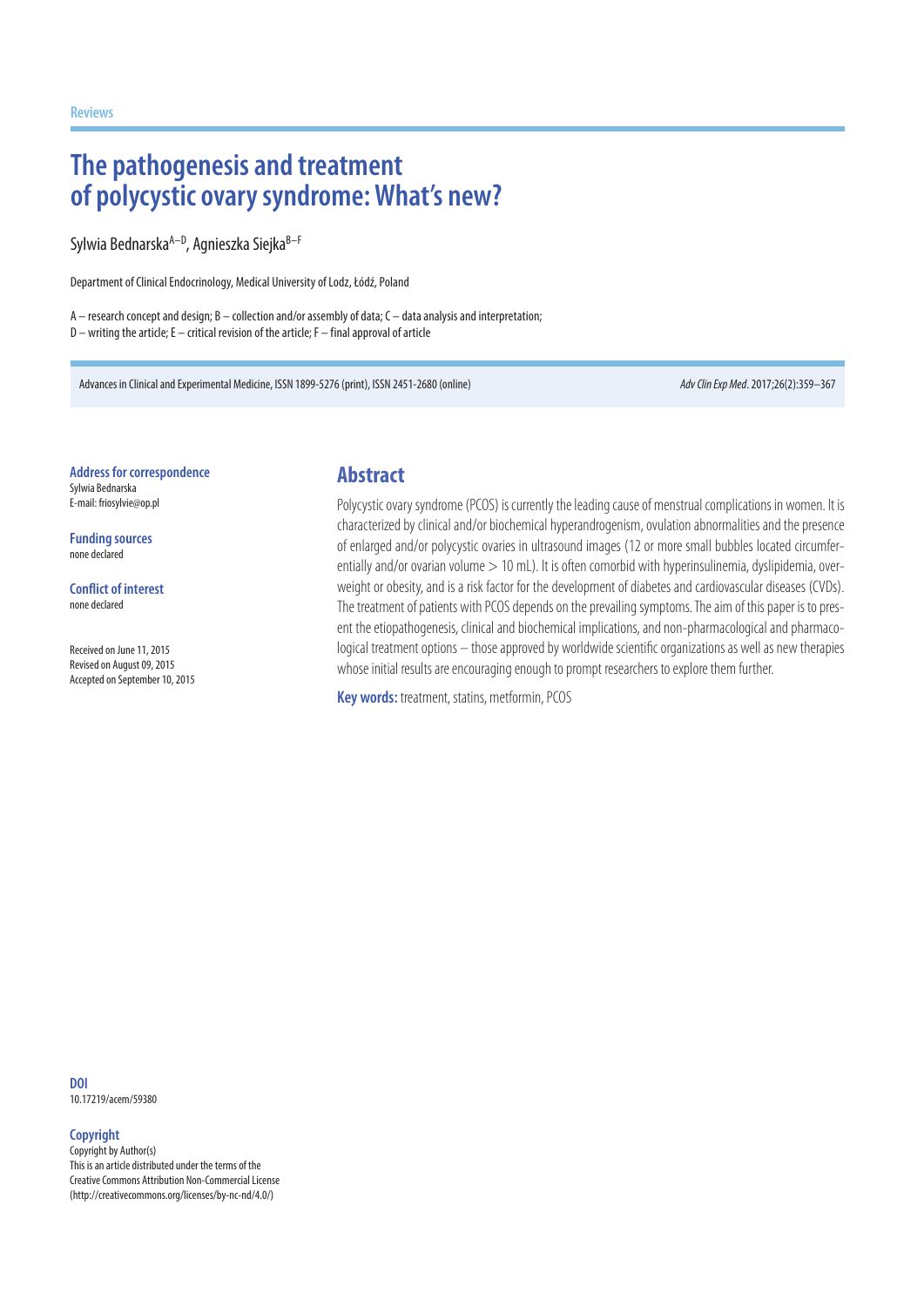Reviews

# The pathogenesis and treatment of polycystic ovary syndrome: What's new?

Sylwia Bednarska[A–D], Agnieszka Siejka[B–F]

Department of Clinical Endocrinology, Medical University of Lodz, Łódź, Poland

A – research concept and design; B – collection and/or assembly of data; C – data analysis and interpretation;
D – writing the article; E – critical revision of the article; F – final approval of article

Advances in Clinical and Experimental Medicine, ISSN 1899-5276 (print), ISSN 2451-2680 (online)

*Adv Clin Exp Med*. 2017;26(2):359–367

**Address for correspondence**
Sylwia Bednarska
E-mail: friosylvie@op.pl

**Funding sources**
none declared

**Conflict of interest**
none declared

Received on June 11, 2015
Revised on August 09, 2015
Accepted on September 10, 2015

## Abstract

Polycystic ovary syndrome (PCOS) is currently the leading cause of menstrual complications in women. It is characterized by clinical and/or biochemical hyperandrogenism, ovulation abnormalities and the presence of enlarged and/or polycystic ovaries in ultrasound images (12 or more small bubbles located circumferentially and/or ovarian volume > 10 mL). It is often comorbid with hyperinsulinemia, dyslipidemia, overweight or obesity, and is a risk factor for the development of diabetes and cardiovascular diseases (CVDs). The treatment of patients with PCOS depends on the prevailing symptoms. The aim of this paper is to present the etiopathogenesis, clinical and biochemical implications, and non-pharmacological and pharmacological treatment options – those approved by worldwide scientific organizations as well as new therapies whose initial results are encouraging enough to prompt researchers to explore them further.

**Key words:** treatment, statins, metformin, PCOS

**DOI**
10.17219/acem/59380

**Copyright**
Copyright by Author(s)
This is an article distributed under the terms of the Creative Commons Attribution Non-Commercial License (http://creativecommons.org/licenses/by-nc-nd/4.0/)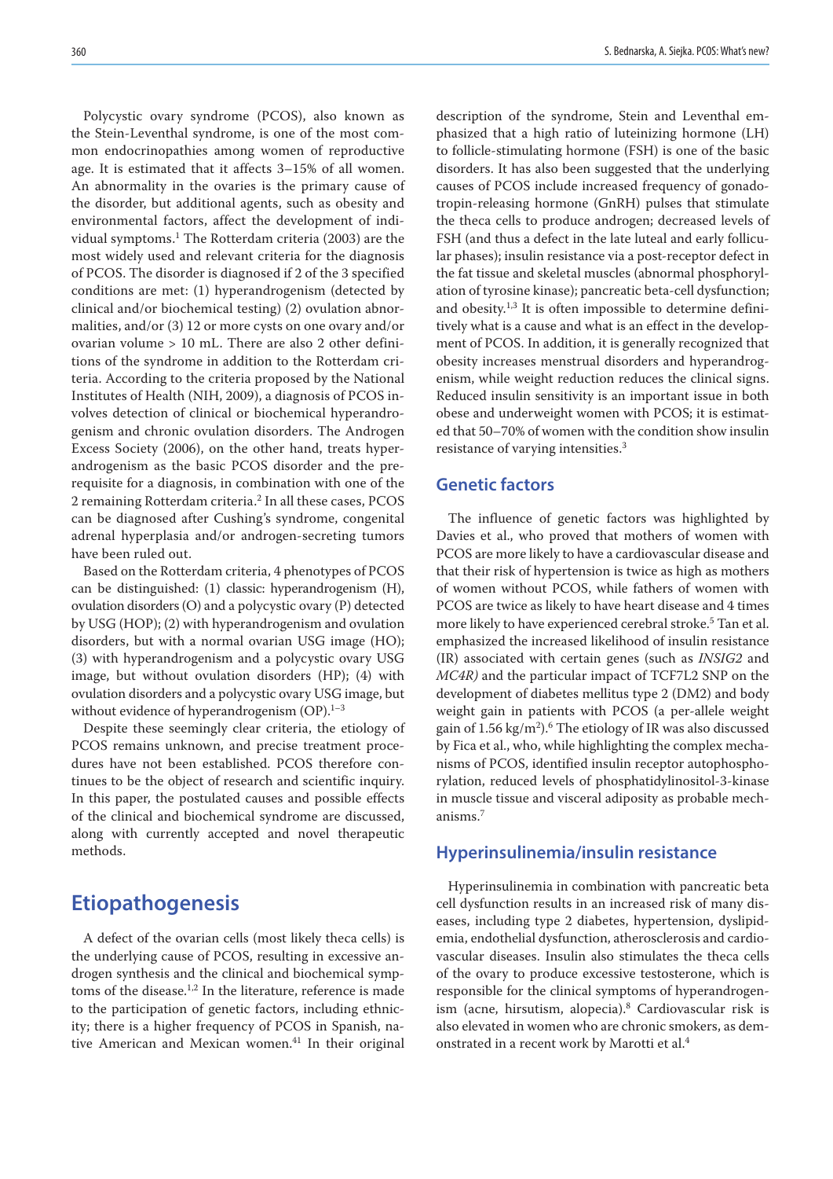Polycystic ovary syndrome (PCOS), also known as the Stein-Leventhal syndrome, is one of the most common endocrinopathies among women of reproductive age. It is estimated that it affects 3–15% of all women. An abnormality in the ovaries is the primary cause of the disorder, but additional agents, such as obesity and environmental factors, affect the development of individual symptoms.[1] The Rotterdam criteria (2003) are the most widely used and relevant criteria for the diagnosis of PCOS. The disorder is diagnosed if 2 of the 3 specified conditions are met: (1) hyperandrogenism (detected by clinical and/or biochemical testing) (2) ovulation abnormalities, and/or (3) 12 or more cysts on one ovary and/or ovarian volume > 10 mL. There are also 2 other definitions of the syndrome in addition to the Rotterdam criteria. According to the criteria proposed by the National Institutes of Health (NIH, 2009), a diagnosis of PCOS involves detection of clinical or biochemical hyperandrogenism and chronic ovulation disorders. The Androgen Excess Society (2006), on the other hand, treats hyperandrogenism as the basic PCOS disorder and the prerequisite for a diagnosis, in combination with one of the 2 remaining Rotterdam criteria.[2] In all these cases, PCOS can be diagnosed after Cushing's syndrome, congenital adrenal hyperplasia and/or androgen-secreting tumors have been ruled out.

Based on the Rotterdam criteria, 4 phenotypes of PCOS can be distinguished: (1) classic: hyperandrogenism (H), ovulation disorders (O) and a polycystic ovary (P) detected by USG (HOP); (2) with hyperandrogenism and ovulation disorders, but with a normal ovarian USG image (HO); (3) with hyperandrogenism and a polycystic ovary USG image, but without ovulation disorders (HP); (4) with ovulation disorders and a polycystic ovary USG image, but without evidence of hyperandrogenism (OP).[1–3]

Despite these seemingly clear criteria, the etiology of PCOS remains unknown, and precise treatment procedures have not been established. PCOS therefore continues to be the object of research and scientific inquiry. In this paper, the postulated causes and possible effects of the clinical and biochemical syndrome are discussed, along with currently accepted and novel therapeutic methods.

# Etiopathogenesis

A defect of the ovarian cells (most likely theca cells) is the underlying cause of PCOS, resulting in excessive androgen synthesis and the clinical and biochemical symptoms of the disease.[1,2] In the literature, reference is made to the participation of genetic factors, including ethnicity; there is a higher frequency of PCOS in Spanish, native American and Mexican women.[41] In their original description of the syndrome, Stein and Leventhal emphasized that a high ratio of luteinizing hormone (LH) to follicle-stimulating hormone (FSH) is one of the basic disorders. It has also been suggested that the underlying causes of PCOS include increased frequency of gonadotropin-releasing hormone (GnRH) pulses that stimulate the theca cells to produce androgen; decreased levels of FSH (and thus a defect in the late luteal and early follicular phases); insulin resistance via a post-receptor defect in the fat tissue and skeletal muscles (abnormal phosphorylation of tyrosine kinase); pancreatic beta-cell dysfunction; and obesity.[1,3] It is often impossible to determine definitively what is a cause and what is an effect in the development of PCOS. In addition, it is generally recognized that obesity increases menstrual disorders and hyperandrogenism, while weight reduction reduces the clinical signs. Reduced insulin sensitivity is an important issue in both obese and underweight women with PCOS; it is estimated that 50–70% of women with the condition show insulin resistance of varying intensities.[3]

## Genetic factors

The influence of genetic factors was highlighted by Davies et al., who proved that mothers of women with PCOS are more likely to have a cardiovascular disease and that their risk of hypertension is twice as high as mothers of women without PCOS, while fathers of women with PCOS are twice as likely to have heart disease and 4 times more likely to have experienced cerebral stroke.[5] Tan et al. emphasized the increased likelihood of insulin resistance (IR) associated with certain genes (such as *INSIG2* and *MC4R)* and the particular impact of TCF7L2 SNP on the development of diabetes mellitus type 2 (DM2) and body weight gain in patients with PCOS (a per-allele weight gain of 1.56 $kg/m^2$).[6] The etiology of IR was also discussed by Fica et al., who, while highlighting the complex mechanisms of PCOS, identified insulin receptor autophosphorylation, reduced levels of phosphatidylinositol-3-kinase in muscle tissue and visceral adiposity as probable mechanisms.[7]

## Hyperinsulinemia/insulin resistance

Hyperinsulinemia in combination with pancreatic beta cell dysfunction results in an increased risk of many diseases, including type 2 diabetes, hypertension, dyslipidemia, endothelial dysfunction, atherosclerosis and cardiovascular diseases. Insulin also stimulates the theca cells of the ovary to produce excessive testosterone, which is responsible for the clinical symptoms of hyperandrogenism (acne, hirsutism, alopecia).[8] Cardiovascular risk is also elevated in women who are chronic smokers, as demonstrated in a recent work by Marotti et al.[4]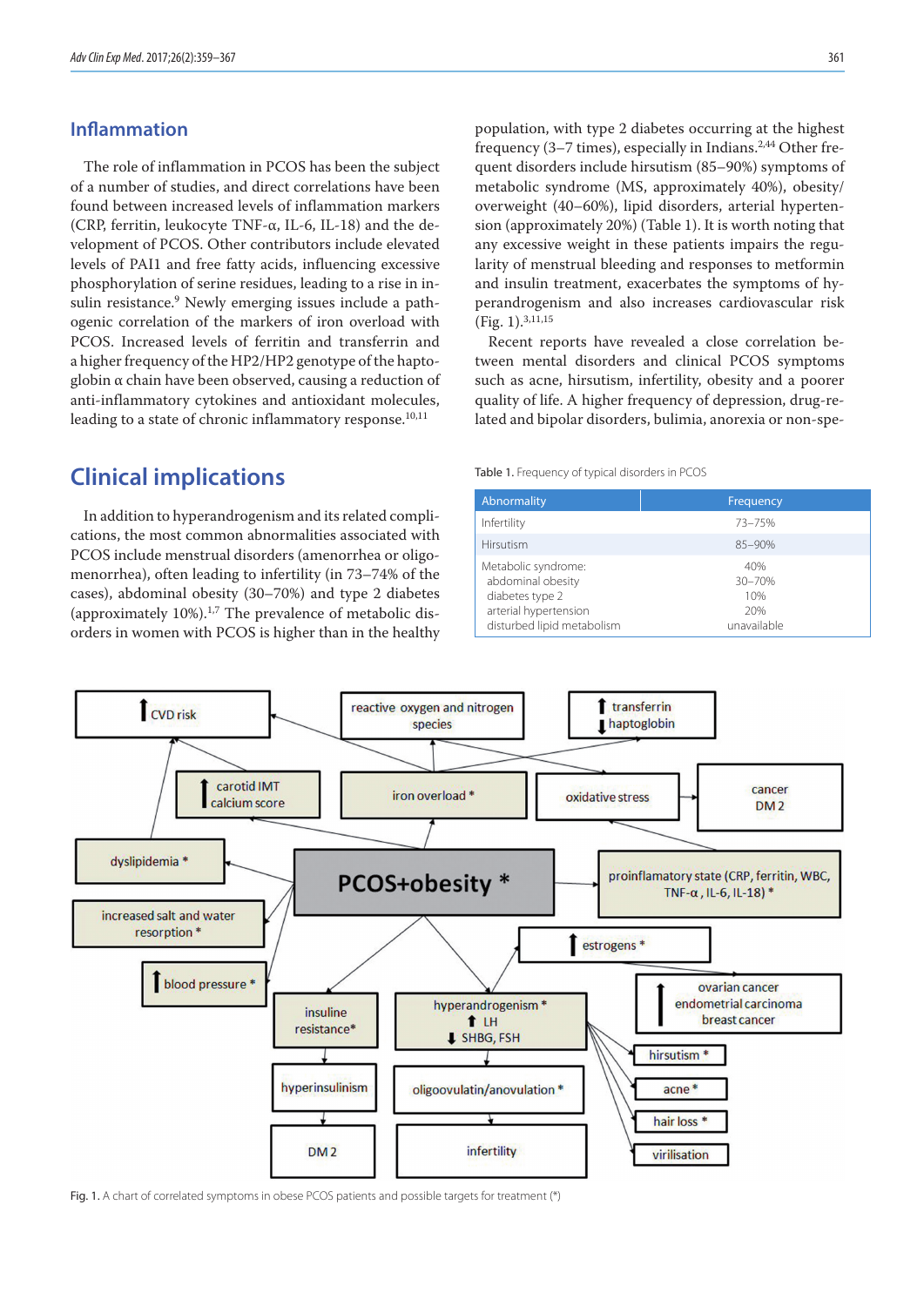## Inflammation

The role of inflammation in PCOS has been the subject of a number of studies, and direct correlations have been found between increased levels of inflammation markers (CRP, ferritin, leukocyte TNF-α, IL-6, IL-18) and the development of PCOS. Other contributors include elevated levels of PAI1 and free fatty acids, influencing excessive phosphorylation of serine residues, leading to a rise in insulin resistance.[9] Newly emerging issues include a pathogenic correlation of the markers of iron overload with PCOS. Increased levels of ferritin and transferrin and a higher frequency of the HP2/HP2 genotype of the haptoglobin α chain have been observed, causing a reduction of anti-inflammatory cytokines and antioxidant molecules, leading to a state of chronic inflammatory response.[10,11]

# Clinical implications

In addition to hyperandrogenism and its related complications, the most common abnormalities associated with PCOS include menstrual disorders (amenorrhea or oligomenorrhea), often leading to infertility (in 73–74% of the cases), abdominal obesity (30–70%) and type 2 diabetes (approximately 10%).[1,7] The prevalence of metabolic disorders in women with PCOS is higher than in the healthy population, with type 2 diabetes occurring at the highest frequency (3–7 times), especially in Indians.[2,44] Other frequent disorders include hirsutism (85–90%) symptoms of metabolic syndrome (MS, approximately 40%), obesity/overweight (40–60%), lipid disorders, arterial hypertension (approximately 20%) (Table 1). It is worth noting that any excessive weight in these patients impairs the regularity of menstrual bleeding and responses to metformin and insulin treatment, exacerbates the symptoms of hyperandrogenism and also increases cardiovascular risk (Fig. 1).[3,11,15]

Recent reports have revealed a close correlation between mental disorders and clinical PCOS symptoms such as acne, hirsutism, infertility, obesity and a poorer quality of life. A higher frequency of depression, drug-related and bipolar disorders, bulimia, anorexia or non-spe-

Table 1. Frequency of typical disorders in PCOS

| Abnormality | Frequency |
|---|---|
| Infertility | 73–75% |
| Hirsutism | 85–90% |
| Metabolic syndrome: | 40% |
| abdominal obesity | 30–70% |
| diabetes type 2 | 10% |
| arterial hypertension | 20% |
| disturbed lipid metabolism | unavailable |

Fig. 1. A chart of correlated symptoms in obese PCOS patients and possible targets for treatment (*)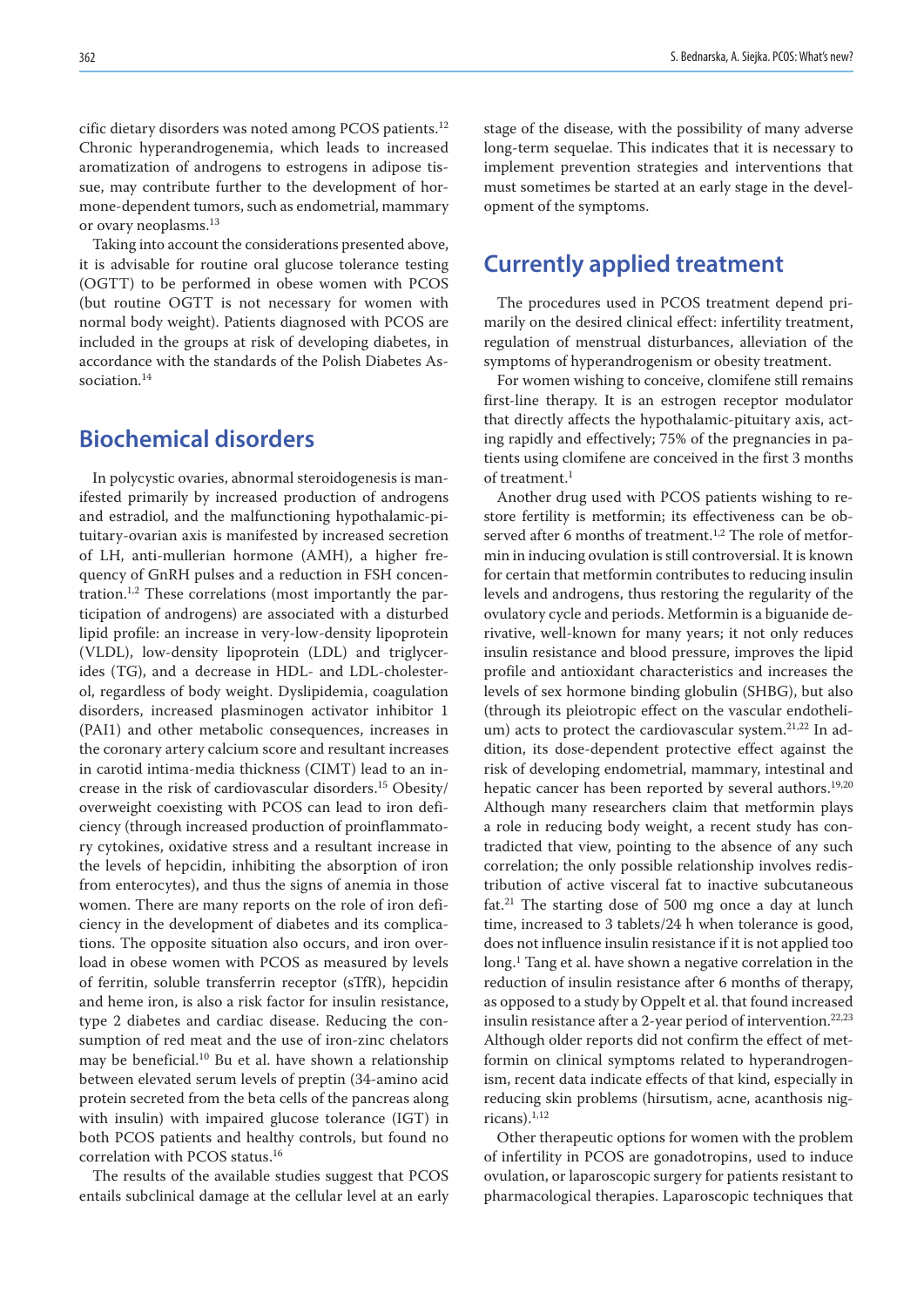cific dietary disorders was noted among PCOS patients.[12] Chronic hyperandrogenemia, which leads to increased aromatization of androgens to estrogens in adipose tissue, may contribute further to the development of hormone-dependent tumors, such as endometrial, mammary or ovary neoplasms.[13]

Taking into account the considerations presented above, it is advisable for routine oral glucose tolerance testing (OGTT) to be performed in obese women with PCOS (but routine OGTT is not necessary for women with normal body weight). Patients diagnosed with PCOS are included in the groups at risk of developing diabetes, in accordance with the standards of the Polish Diabetes Association.[14]

## Biochemical disorders

In polycystic ovaries, abnormal steroidogenesis is manifested primarily by increased production of androgens and estradiol, and the malfunctioning hypothalamic-pituitary-ovarian axis is manifested by increased secretion of LH, anti-mullerian hormone (AMH), a higher frequency of GnRH pulses and a reduction in FSH concentration.[1,2] These correlations (most importantly the participation of androgens) are associated with a disturbed lipid profile: an increase in very-low-density lipoprotein (VLDL), low-density lipoprotein (LDL) and triglycerides (TG), and a decrease in HDL- and LDL-cholesterol, regardless of body weight. Dyslipidemia, coagulation disorders, increased plasminogen activator inhibitor 1 (PAI1) and other metabolic consequences, increases in the coronary artery calcium score and resultant increases in carotid intima-media thickness (CIMT) lead to an increase in the risk of cardiovascular disorders.[15] Obesity/overweight coexisting with PCOS can lead to iron deficiency (through increased production of proinflammatory cytokines, oxidative stress and a resultant increase in the levels of hepcidin, inhibiting the absorption of iron from enterocytes), and thus the signs of anemia in those women. There are many reports on the role of iron deficiency in the development of diabetes and its complications. The opposite situation also occurs, and iron overload in obese women with PCOS as measured by levels of ferritin, soluble transferrin receptor (sTfR), hepcidin and heme iron, is also a risk factor for insulin resistance, type 2 diabetes and cardiac disease. Reducing the consumption of red meat and the use of iron-zinc chelators may be beneficial.[10] Bu et al. have shown a relationship between elevated serum levels of preptin (34-amino acid protein secreted from the beta cells of the pancreas along with insulin) with impaired glucose tolerance (IGT) in both PCOS patients and healthy controls, but found no correlation with PCOS status.[16]

The results of the available studies suggest that PCOS entails subclinical damage at the cellular level at an early stage of the disease, with the possibility of many adverse long-term sequelae. This indicates that it is necessary to implement prevention strategies and interventions that must sometimes be started at an early stage in the development of the symptoms.

## Currently applied treatment

The procedures used in PCOS treatment depend primarily on the desired clinical effect: infertility treatment, regulation of menstrual disturbances, alleviation of the symptoms of hyperandrogenism or obesity treatment.

For women wishing to conceive, clomifene still remains first-line therapy. It is an estrogen receptor modulator that directly affects the hypothalamic-pituitary axis, acting rapidly and effectively; 75% of the pregnancies in patients using clomifene are conceived in the first 3 months of treatment.[1]

Another drug used with PCOS patients wishing to restore fertility is metformin; its effectiveness can be observed after 6 months of treatment.[1,2] The role of metformin in inducing ovulation is still controversial. It is known for certain that metformin contributes to reducing insulin levels and androgens, thus restoring the regularity of the ovulatory cycle and periods. Metformin is a biguanide derivative, well-known for many years; it not only reduces insulin resistance and blood pressure, improves the lipid profile and antioxidant characteristics and increases the levels of sex hormone binding globulin (SHBG), but also (through its pleiotropic effect on the vascular endothelium) acts to protect the cardiovascular system.[21,22] In addition, its dose-dependent protective effect against the risk of developing endometrial, mammary, intestinal and hepatic cancer has been reported by several authors.[19,20] Although many researchers claim that metformin plays a role in reducing body weight, a recent study has contradicted that view, pointing to the absence of any such correlation; the only possible relationship involves redistribution of active visceral fat to inactive subcutaneous fat.[21] The starting dose of 500 mg once a day at lunch time, increased to 3 tablets/24 h when tolerance is good, does not influence insulin resistance if it is not applied too long.[1] Tang et al. have shown a negative correlation in the reduction of insulin resistance after 6 months of therapy, as opposed to a study by Oppelt et al. that found increased insulin resistance after a 2-year period of intervention.[22,23] Although older reports did not confirm the effect of metformin on clinical symptoms related to hyperandrogenism, recent data indicate effects of that kind, especially in reducing skin problems (hirsutism, acne, acanthosis nigricans).[1,12]

Other therapeutic options for women with the problem of infertility in PCOS are gonadotropins, used to induce ovulation, or laparoscopic surgery for patients resistant to pharmacological therapies. Laparoscopic techniques that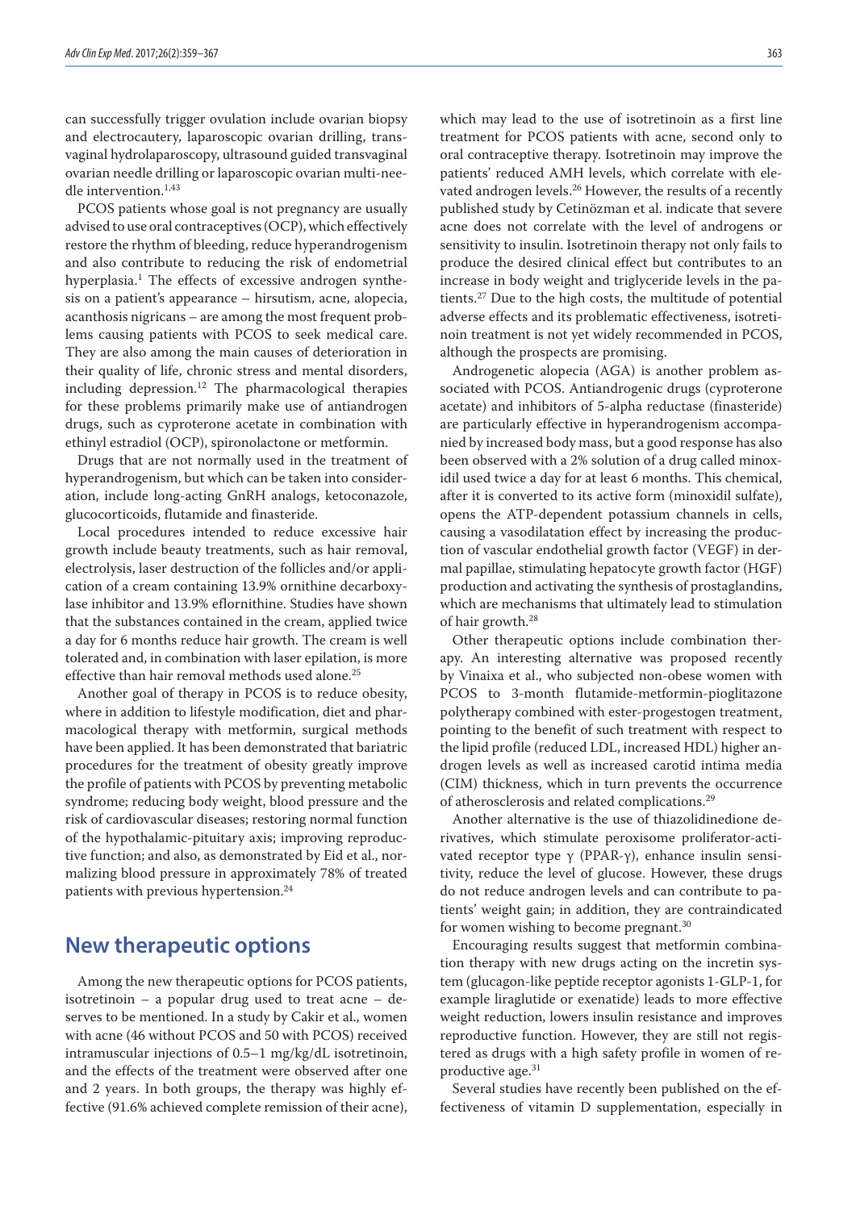can successfully trigger ovulation include ovarian biopsy and electrocautery, laparoscopic ovarian drilling, transvaginal hydrolaparoscopy, ultrasound guided transvaginal ovarian needle drilling or laparoscopic ovarian multi-needle intervention.[1,43]

PCOS patients whose goal is not pregnancy are usually advised to use oral contraceptives (OCP), which effectively restore the rhythm of bleeding, reduce hyperandrogenism and also contribute to reducing the risk of endometrial hyperplasia.[1] The effects of excessive androgen synthesis on a patient's appearance – hirsutism, acne, alopecia, acanthosis nigricans – are among the most frequent problems causing patients with PCOS to seek medical care. They are also among the main causes of deterioration in their quality of life, chronic stress and mental disorders, including depression.[12] The pharmacological therapies for these problems primarily make use of antiandrogen drugs, such as cyproterone acetate in combination with ethinyl estradiol (OCP), spironolactone or metformin.

Drugs that are not normally used in the treatment of hyperandrogenism, but which can be taken into consideration, include long-acting GnRH analogs, ketoconazole, glucocorticoids, flutamide and finasteride.

Local procedures intended to reduce excessive hair growth include beauty treatments, such as hair removal, electrolysis, laser destruction of the follicles and/or application of a cream containing 13.9% ornithine decarboxylase inhibitor and 13.9% eflornithine. Studies have shown that the substances contained in the cream, applied twice a day for 6 months reduce hair growth. The cream is well tolerated and, in combination with laser epilation, is more effective than hair removal methods used alone.[25]

Another goal of therapy in PCOS is to reduce obesity, where in addition to lifestyle modification, diet and pharmacological therapy with metformin, surgical methods have been applied. It has been demonstrated that bariatric procedures for the treatment of obesity greatly improve the profile of patients with PCOS by preventing metabolic syndrome; reducing body weight, blood pressure and the risk of cardiovascular diseases; restoring normal function of the hypothalamic-pituitary axis; improving reproductive function; and also, as demonstrated by Eid et al., normalizing blood pressure in approximately 78% of treated patients with previous hypertension.[24]

## New therapeutic options

Among the new therapeutic options for PCOS patients, isotretinoin – a popular drug used to treat acne – deserves to be mentioned. In a study by Cakir et al., women with acne (46 without PCOS and 50 with PCOS) received intramuscular injections of 0.5–1 mg/kg/dL isotretinoin, and the effects of the treatment were observed after one and 2 years. In both groups, the therapy was highly effective (91.6% achieved complete remission of their acne), which may lead to the use of isotretinoin as a first line treatment for PCOS patients with acne, second only to oral contraceptive therapy. Isotretinoin may improve the patients' reduced AMH levels, which correlate with elevated androgen levels.[26] However, the results of a recently published study by Cetinözman et al. indicate that severe acne does not correlate with the level of androgens or sensitivity to insulin. Isotretinoin therapy not only fails to produce the desired clinical effect but contributes to an increase in body weight and triglyceride levels in the patients.[27] Due to the high costs, the multitude of potential adverse effects and its problematic effectiveness, isotretinoin treatment is not yet widely recommended in PCOS, although the prospects are promising.

Androgenetic alopecia (AGA) is another problem associated with PCOS. Antiandrogenic drugs (cyproterone acetate) and inhibitors of 5-alpha reductase (finasteride) are particularly effective in hyperandrogenism accompanied by increased body mass, but a good response has also been observed with a 2% solution of a drug called minoxidil used twice a day for at least 6 months. This chemical, after it is converted to its active form (minoxidil sulfate), opens the ATP-dependent potassium channels in cells, causing a vasodilatation effect by increasing the production of vascular endothelial growth factor (VEGF) in dermal papillae, stimulating hepatocyte growth factor (HGF) production and activating the synthesis of prostaglandins, which are mechanisms that ultimately lead to stimulation of hair growth.[28]

Other therapeutic options include combination therapy. An interesting alternative was proposed recently by Vinaixa et al., who subjected non-obese women with PCOS to 3-month flutamide-metformin-pioglitazone polytherapy combined with ester-progestogen treatment, pointing to the benefit of such treatment with respect to the lipid profile (reduced LDL, increased HDL) higher androgen levels as well as increased carotid intima media (CIM) thickness, which in turn prevents the occurrence of atherosclerosis and related complications.[29]

Another alternative is the use of thiazolidinedione derivatives, which stimulate peroxisome proliferator-activated receptor type γ (PPAR-γ), enhance insulin sensitivity, reduce the level of glucose. However, these drugs do not reduce androgen levels and can contribute to patients' weight gain; in addition, they are contraindicated for women wishing to become pregnant.[30]

Encouraging results suggest that metformin combination therapy with new drugs acting on the incretin system (glucagon-like peptide receptor agonists 1-GLP-1, for example liraglutide or exenatide) leads to more effective weight reduction, lowers insulin resistance and improves reproductive function. However, they are still not registered as drugs with a high safety profile in women of reproductive age.[31]

Several studies have recently been published on the effectiveness of vitamin D supplementation, especially in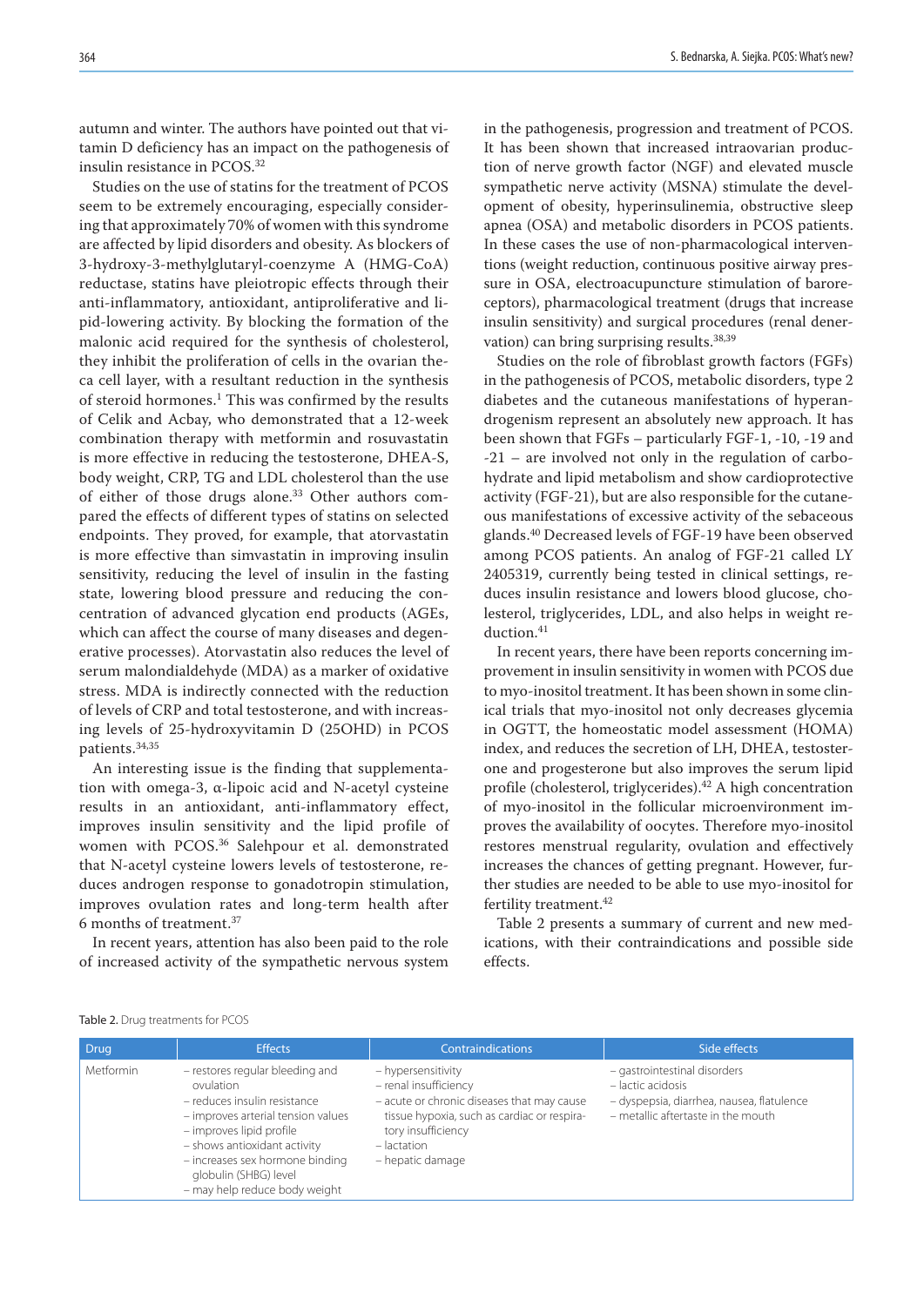autumn and winter. The authors have pointed out that vitamin D deficiency has an impact on the pathogenesis of insulin resistance in PCOS.[32]

Studies on the use of statins for the treatment of PCOS seem to be extremely encouraging, especially considering that approximately 70% of women with this syndrome are affected by lipid disorders and obesity. As blockers of 3-hydroxy-3-methylglutaryl-coenzyme A (HMG-CoA) reductase, statins have pleiotropic effects through their anti-inflammatory, antioxidant, antiproliferative and lipid-lowering activity. By blocking the formation of the malonic acid required for the synthesis of cholesterol, they inhibit the proliferation of cells in the ovarian theca cell layer, with a resultant reduction in the synthesis of steroid hormones.[1] This was confirmed by the results of Celik and Acbay, who demonstrated that a 12-week combination therapy with metformin and rosuvastatin is more effective in reducing the testosterone, DHEA-S, body weight, CRP, TG and LDL cholesterol than the use of either of those drugs alone.[33] Other authors compared the effects of different types of statins on selected endpoints. They proved, for example, that atorvastatin is more effective than simvastatin in improving insulin sensitivity, reducing the level of insulin in the fasting state, lowering blood pressure and reducing the concentration of advanced glycation end products (AGEs, which can affect the course of many diseases and degenerative processes). Atorvastatin also reduces the level of serum malondialdehyde (MDA) as a marker of oxidative stress. MDA is indirectly connected with the reduction of levels of CRP and total testosterone, and with increasing levels of 25-hydroxyvitamin D (25OHD) in PCOS patients.[34,35]

An interesting issue is the finding that supplementation with omega-3, α-lipoic acid and N-acetyl cysteine results in an antioxidant, anti-inflammatory effect, improves insulin sensitivity and the lipid profile of women with PCOS.[36] Salehpour et al. demonstrated that N-acetyl cysteine lowers levels of testosterone, reduces androgen response to gonadotropin stimulation, improves ovulation rates and long-term health after 6 months of treatment.[37]

In recent years, attention has also been paid to the role of increased activity of the sympathetic nervous system in the pathogenesis, progression and treatment of PCOS. It has been shown that increased intraovarian production of nerve growth factor (NGF) and elevated muscle sympathetic nerve activity (MSNA) stimulate the development of obesity, hyperinsulinemia, obstructive sleep apnea (OSA) and metabolic disorders in PCOS patients. In these cases the use of non-pharmacological interventions (weight reduction, continuous positive airway pressure in OSA, electroacupuncture stimulation of baroreceptors), pharmacological treatment (drugs that increase insulin sensitivity) and surgical procedures (renal denervation) can bring surprising results.[38,39]

Studies on the role of fibroblast growth factors (FGFs) in the pathogenesis of PCOS, metabolic disorders, type 2 diabetes and the cutaneous manifestations of hyperandrogenism represent an absolutely new approach. It has been shown that FGFs – particularly FGF-1, -10, -19 and -21 – are involved not only in the regulation of carbohydrate and lipid metabolism and show cardioprotective activity (FGF-21), but are also responsible for the cutaneous manifestations of excessive activity of the sebaceous glands.[40] Decreased levels of FGF-19 have been observed among PCOS patients. An analog of FGF-21 called LY 2405319, currently being tested in clinical settings, reduces insulin resistance and lowers blood glucose, cholesterol, triglycerides, LDL, and also helps in weight reduction.[41]

In recent years, there have been reports concerning improvement in insulin sensitivity in women with PCOS due to myo-inositol treatment. It has been shown in some clinical trials that myo-inositol not only decreases glycemia in OGTT, the homeostatic model assessment (HOMA) index, and reduces the secretion of LH, DHEA, testosterone and progesterone but also improves the serum lipid profile (cholesterol, triglycerides).[42] A high concentration of myo-inositol in the follicular microenvironment improves the availability of oocytes. Therefore myo-inositol restores menstrual regularity, ovulation and effectively increases the chances of getting pregnant. However, further studies are needed to be able to use myo-inositol for fertility treatment.[42]

Table 2 presents a summary of current and new medications, with their contraindications and possible side effects.

Table 2. Drug treatments for PCOS

| Drug | Effects | Contraindications | Side effects |
|---|---|---|---|
| Metformin | – restores regular bleeding and ovulation<br>– reduces insulin resistance<br>– improves arterial tension values<br>– improves lipid profile<br>– shows antioxidant activity<br>– increases sex hormone binding globulin (SHBG) level<br>– may help reduce body weight | – hypersensitivity<br>– renal insufficiency<br>– acute or chronic diseases that may cause tissue hypoxia, such as cardiac or respiratory insufficiency<br>– lactation<br>– hepatic damage | – gastrointestinal disorders<br>– lactic acidosis<br>– dyspepsia, diarrhea, nausea, flatulence<br>– metallic aftertaste in the mouth |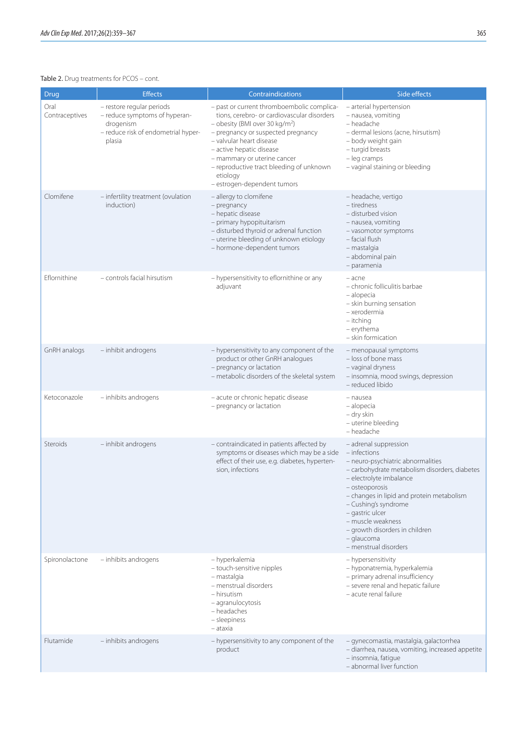Table 2. Drug treatments for PCOS – cont.

| Drug | Effects | Contraindications | Side effects |
|---|---|---|---|
| Oral Contraceptives | – restore regular periods<br>– reduce symptoms of hyperandrogenism<br>– reduce risk of endometrial hyperplasia | – past or current thromboembolic complications, cerebro- or cardiovascular disorders<br>– obesity (BMI over 30 kg/m$^2$)<br>– pregnancy or suspected pregnancy<br>– valvular heart disease<br>– active hepatic disease<br>– mammary or uterine cancer<br>– reproductive tract bleeding of unknown etiology<br>– estrogen-dependent tumors | – arterial hypertension<br>– nausea, vomiting<br>– headache<br>– dermal lesions (acne, hirsutism)<br>– body weight gain<br>– turgid breasts<br>– leg cramps<br>– vaginal staining or bleeding |
| Clomifene | – infertility treatment (ovulation induction) | – allergy to clomifene<br>– pregnancy<br>– hepatic disease<br>– primary hypopituitarism<br>– disturbed thyroid or adrenal function<br>– uterine bleeding of unknown etiology<br>– hormone-dependent tumors | – headache, vertigo<br>– tiredness<br>– disturbed vision<br>– nausea, vomiting<br>– vasomotor symptoms<br>– facial flush<br>– mastalgia<br>– abdominal pain<br>– paramenia |
| Eflornithine | – controls facial hirsutism | – hypersensitivity to eflornithine or any adjuvant | – acne<br>– chronic folliculitis barbae<br>– alopecia<br>– skin burning sensation<br>– xerodermia<br>– itching<br>– erythema<br>– skin formication |
| GnRH analogs | – inhibit androgens | – hypersensitivity to any component of the product or other GnRH analogues<br>– pregnancy or lactation<br>– metabolic disorders of the skeletal system | – menopausal symptoms<br>– loss of bone mass<br>– vaginal dryness<br>– insomnia, mood swings, depression<br>– reduced libido |
| Ketoconazole | – inhibits androgens | – acute or chronic hepatic disease<br>– pregnancy or lactation | – nausea<br>– alopecia<br>– dry skin<br>– uterine bleeding<br>– headache |
| Steroids | – inhibit androgens | – contraindicated in patients affected by symptoms or diseases which may be a side effect of their use, e.g. diabetes, hypertension, infections | – adrenal suppression<br>– infections<br>– neuro-psychiatric abnormalities<br>– carbohydrate metabolism disorders, diabetes<br>– electrolyte imbalance<br>– osteoporosis<br>– changes in lipid and protein metabolism<br>– Cushing's syndrome<br>– gastric ulcer<br>– muscle weakness<br>– growth disorders in children<br>– glaucoma<br>– menstrual disorders |
| Spironolactone | – inhibits androgens | – hyperkalemia<br>– touch-sensitive nipples<br>– mastalgia<br>– menstrual disorders<br>– hirsutism<br>– agranulocytosis<br>– headaches<br>– sleepiness<br>– ataxia | – hypersensitivity<br>– hyponatremia, hyperkalemia<br>– primary adrenal insufficiency<br>– severe renal and hepatic failure<br>– acute renal failure |
| Flutamide | – inhibits androgens | – hypersensitivity to any component of the product | – gynecomastia, mastalgia, galactorrhea<br>– diarrhea, nausea, vomiting, increased appetite<br>– insomnia, fatigue<br>– abnormal liver function |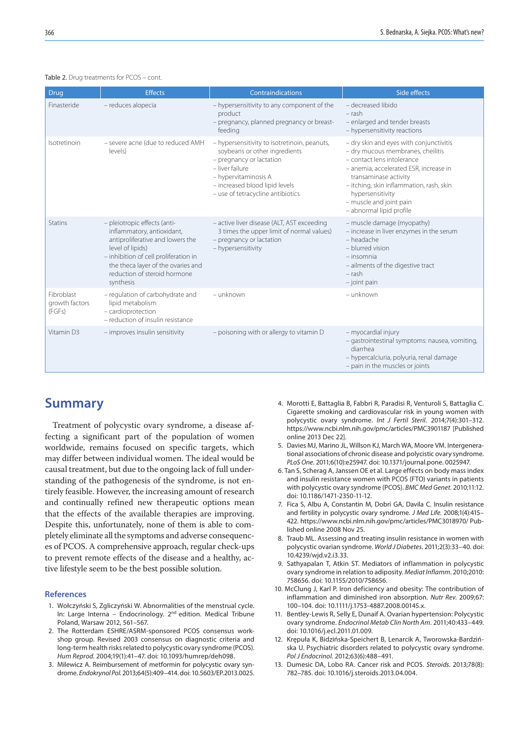Table 2. Drug treatments for PCOS – cont.

| Drug | Effects | Contraindications | Side effects |
|---|---|---|---|
| Finasteride | – reduces alopecia | – hypersensitivity to any component of the product<br>– pregnancy, planned pregnancy or breast-feeding | – decreased libido<br>– rash<br>– enlarged and tender breasts<br>– hypersensitivity reactions |
| Isotretinoin | – severe acne (due to reduced AMH levels) | – hypersensitivity to isotretinoin, peanuts, soybeans or other ingredients<br>– pregnancy or lactation<br>– liver failure<br>– hypervitaminosis A<br>– increased blood lipid levels<br>– use of tetracycline antibiotics | – dry skin and eyes with conjunctivitis<br>– dry mucous membranes, cheilitis<br>– contact lens intolerance<br>– anemia, accelerated ESR, increase in transaminase activity<br>– itching, skin inflammation, rash, skin hypersensitivity<br>– muscle and joint pain<br>– abnormal lipid profile |
| Statins | – pleiotropic effects (anti-inflammatory, antioxidant, antiproliferative and lowers the level of lipids)<br>– inhibition of cell proliferation in the theca layer of the ovaries and reduction of steroid hormone synthesis | – active liver disease (ALT, AST exceeding 3 times the upper limit of normal values)<br>– pregnancy or lactation<br>– hypersensitivity | – muscle damage (myopathy)<br>– increase in liver enzymes in the serum<br>– headache<br>– blurred vision<br>– insomnia<br>– ailments of the digestive tract<br>– rash<br>– joint pain |
| Fibroblast growth factors (FGFs) | – regulation of carbohydrate and lipid metabolism<br>– cardioprotection<br>– reduction of insulin resistance | – unknown | – unknown |
| Vitamin D3 | – improves insulin sensitivity | – poisoning with or allergy to vitamin D | – myocardial injury<br>– gastrointestinal symptoms: nausea, vomiting, diarrhea<br>– hypercalciuria, polyuria, renal damage<br>– pain in the muscles or joints |

## Summary

Treatment of polycystic ovary syndrome, a disease affecting a significant part of the population of women worldwide, remains focused on specific targets, which may differ between individual women. The ideal would be causal treatment, but due to the ongoing lack of full understanding of the pathogenesis of the syndrome, is not entirely feasible. However, the increasing amount of research and continually refined new therapeutic options mean that the effects of the available therapies are improving. Despite this, unfortunately, none of them is able to completely eliminate all the symptoms and adverse consequences of PCOS. A comprehensive approach, regular check-ups to prevent remote effects of the disease and a healthy, active lifestyle seem to be the best possible solution.

### References

1. Wołczyński S, Zgliczyński W. Abnormalities of the menstrual cycle. In: Large Interna – Endocrinology. 2nd edition. Medical Tribune Poland, Warsaw 2012, 561–567.
2. The Rotterdam ESHRE/ASRM-sponsored PCOS consensus workshop group. Revised 2003 consensus on diagnostic criteria and long-term health risks related to polycystic ovary syndrome (PCOS). *Hum Reprod*. 2004;19(1):41–47. doi: 10.1093/humrep/deh098.
3. Milewicz A. Reimbursement of metformin for polycystic ovary syndrome. *Endokrynol Pol.* 2013;64(5):409–414. doi: 10.5603/EP.2013.0025.
4. Morotti E, Battaglia B, Fabbri R, Paradisi R, Venturoli S, Battaglia C. Cigarette smoking and cardiovascular risk in young women with polycystic ovary syndrome. *Int J Fertil Steril.* 2014;7(4):301–312. https://www.ncbi.nlm.nih.gov/pmc/articles/PMC3901187 [Published online 2013 Dec 22].
5. Davies MJ, Marino JL, Willson KJ, March WA, Moore VM. Intergenerational associations of chronic disease and polycistic ovary syndrome. *PLoS One*. 2011;6(10):e25947. doi: 10.1371/journal.pone. 0025947.
6. Tan S, Scherag A, Janssen OE et al. Large effects on body mass index and insulin resistance women with PCOS (FTO) variants in patients with polycystic ovary syndrome (PCOS). *BMC Med Genet*. 2010;11:12. doi: 10.1186/1471-2350-11-12.
7. Fica S, Albu A, Constantin M, Dobri GA, Davila C. Insulin resistance and fertility in polycystic ovary syndrome. *J Med Life.* 2008;1(4):415–422. https://www.ncbi.nlm.nih.gov/pmc/articles/PMC3018970/ Published online 2008 Nov 25.
8. Traub ML. Assessing and treating insulin resistance in women with polycystic ovarian syndrome. *World J Diabetes*. 2011;2(3):33–40. doi: 10.4239/wjd.v2.i3.33.
9. Sathyapalan T, Atkin ST. Mediators of inflammation in polycystic ovary syndrome in relation to adiposity. *Mediat Inflamm*. 2010;2010: 758656. doi: 10.1155/2010/758656.
10. McClung J, Karl P. Iron deficiency and obesity: The contribution of inflammation and diminished iron absorption. *Nutr Rev.* 2009;67: 100–104. doi: 10.1111/j.1753-4887.2008.00145.x.
11. Bentley-Lewis R, Selly E, Dunaif A. Ovarian hypertension: Polycystic ovary syndrome. *Endocrinol Metab Clin North Am*. 2011;40:433–449. doi: 10.1016/j.ecl.2011.01.009.
12. Krępuła K, Bidzińska-Speichert B, Lenarcik A, Tworowska-Bardzińska U. Psychiatric disorders related to polycystic ovary syndrome. *Pol J Endocrinol*. 2012;63(6):488–491.
13. Dumesic DA, Lobo RA. Cancer risk and PCOS. *Steroids*. 2013;78(8): 782–785. doi: 10.1016/j.steroids.2013.04.004.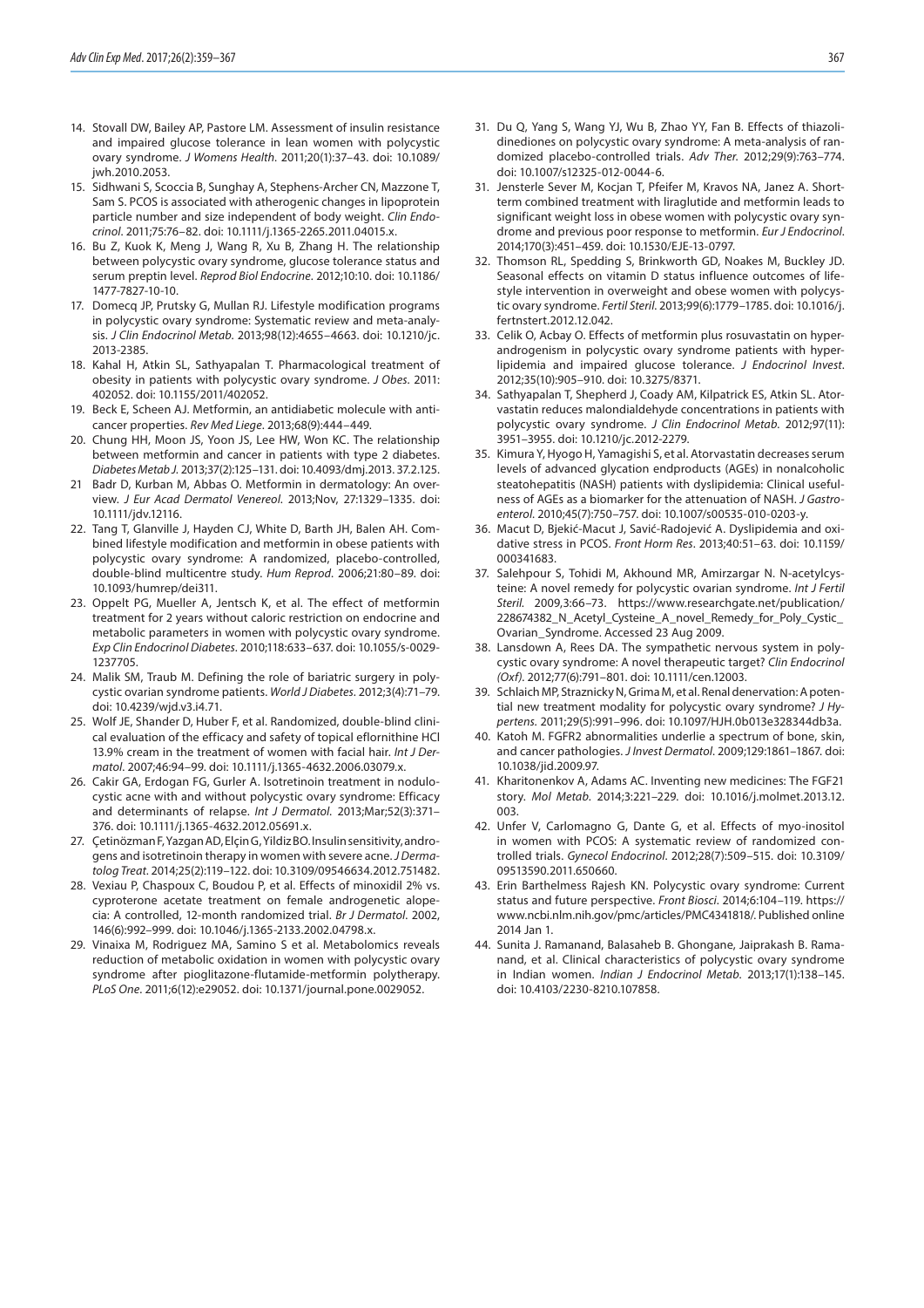14. Stovall DW, Bailey AP, Pastore LM. Assessment of insulin resistance and impaired glucose tolerance in lean women with polycystic ovary syndrome. *J Womens Health*. 2011;20(1):37–43. doi: 10.1089/jwh.2010.2053.
15. Sidhwani S, Scoccia B, Sunghay A, Stephens-Archer CN, Mazzone T, Sam S. PCOS is associated with atherogenic changes in lipoprotein particle number and size independent of body weight. *Clin Endocrinol*. 2011;75:76–82. doi: 10.1111/j.1365-2265.2011.04015.x.
16. Bu Z, Kuok K, Meng J, Wang R, Xu B, Zhang H. The relationship between polycystic ovary syndrome, glucose tolerance status and serum preptin level. *Reprod Biol Endocrine*. 2012;10:10. doi: 10.1186/1477-7827-10-10.
17. Domecq JP, Prutsky G, Mullan RJ. Lifestyle modification programs in polycystic ovary syndrome: Systematic review and meta-analysis. *J Clin Endocrinol Metab*. 2013;98(12):4655–4663. doi: 10.1210/jc.2013-2385.
18. Kahal H, Atkin SL, Sathyapalan T. Pharmacological treatment of obesity in patients with polycystic ovary syndrome. *J Obes*. 2011: 402052. doi: 10.1155/2011/402052.
19. Beck E, Scheen AJ. Metformin, an antidiabetic molecule with anticancer properties. *Rev Med Liege*. 2013;68(9):444–449.
20. Chung HH, Moon JS, Yoon JS, Lee HW, Won KC. The relationship between metformin and cancer in patients with type 2 diabetes. *Diabetes Metab J*. 2013;37(2):125–131. doi: 10.4093/dmj.2013.37.2.125.
21 Badr D, Kurban M, Abbas O. Metformin in dermatology: An overview. *J Eur Acad Dermatol Venereol*. 2013;Nov, 27:1329–1335. doi: 10.1111/jdv.12116.
22. Tang T, Glanville J, Hayden CJ, White D, Barth JH, Balen AH. Combined lifestyle modification and metformin in obese patients with polycystic ovary syndrome: A randomized, placebo-controlled, double-blind multicentre study. *Hum Reprod*. 2006;21:80–89. doi: 10.1093/humrep/dei311.
23. Oppelt PG, Mueller A, Jentsch K, et al. The effect of metformin treatment for 2 years without caloric restriction on endocrine and metabolic parameters in women with polycystic ovary syndrome. *Exp Clin Endocrinol Diabetes*. 2010;118:633–637. doi: 10.1055/s-0029-1237705.
24. Malik SM, Traub M. Defining the role of bariatric surgery in polycystic ovarian syndrome patients. *World J Diabetes*. 2012;3(4):71–79. doi: 10.4239/wjd.v3.i4.71.
25. Wolf JE, Shander D, Huber F, et al. Randomized, double-blind clinical evaluation of the efficacy and safety of topical eflornithine HCl 13.9% cream in the treatment of women with facial hair. *Int J Dermatol*. 2007;46:94–99. doi: 10.1111/j.1365-4632.2006.03079.x.
26. Cakir GA, Erdogan FG, Gurler A. Isotretinoin treatment in nodulocystic acne with and without polycystic ovary syndrome: Efficacy and determinants of relapse. *Int J Dermatol*. 2013;Mar;52(3):371–376. doi: 10.1111/j.1365-4632.2012.05691.x.
27. Çetinözman F, Yazgan AD, Elçin G, Yildiz BO. Insulin sensitivity, androgens and isotretinoin therapy in women with severe acne. *J Dermatolog Treat*. 2014;25(2):119–122. doi: 10.3109/09546634.2012.751482.
28. Vexiau P, Chaspoux C, Boudou P, et al. Effects of minoxidil 2% vs. cyproterone acetate treatment on female androgenetic alopecia: A controlled, 12-month randomized trial. *Br J Dermatol*. 2002, 146(6):992–999. doi: 10.1046/j.1365-2133.2002.04798.x.
29. Vinaixa M, Rodriguez MA, Samino S et al. Metabolomics reveals reduction of metabolic oxidation in women with polycystic ovary syndrome after pioglitazone-flutamide-metformin polytherapy. *PLoS One*. 2011;6(12):e29052. doi: 10.1371/journal.pone.0029052.
31. Du Q, Yang S, Wang YJ, Wu B, Zhao YY, Fan B. Effects of thiazolidinediones on polycystic ovary syndrome: A meta-analysis of randomized placebo-controlled trials. *Adv Ther*. 2012;29(9):763–774. doi: 10.1007/s12325-012-0044-6.
31. Jensterle Sever M, Kocjan T, Pfeifer M, Kravos NA, Janez A. Short-term combined treatment with liraglutide and metformin leads to significant weight loss in obese women with polycystic ovary syndrome and previous poor response to metformin. *Eur J Endocrinol*. 2014;170(3):451–459. doi: 10.1530/EJE-13-0797.
32. Thomson RL, Spedding S, Brinkworth GD, Noakes M, Buckley JD. Seasonal effects on vitamin D status influence outcomes of lifestyle intervention in overweight and obese women with polycystic ovary syndrome. *Fertil Steril*. 2013;99(6):1779–1785. doi: 10.1016/j.fertnstert.2012.12.042.
33. Celik O, Acbay O. Effects of metformin plus rosuvastatin on hyperandrogenism in polycystic ovary syndrome patients with hyperlipidemia and impaired glucose tolerance. *J Endocrinol Invest*. 2012;35(10):905–910. doi: 10.3275/8371.
34. Sathyapalan T, Shepherd J, Coady AM, Kilpatrick ES, Atkin SL. Atorvastatin reduces malondialdehyde concentrations in patients with polycystic ovary syndrome. *J Clin Endocrinol Metab*. 2012;97(11): 3951–3955. doi: 10.1210/jc.2012-2279.
35. Kimura Y, Hyogo H, Yamagishi S, et al. Atorvastatin decreases serum levels of advanced glycation endproducts (AGEs) in nonalcoholic steatohepatitis (NASH) patients with dyslipidemia: Clinical usefulness of AGEs as a biomarker for the attenuation of NASH. *J Gastroenterol*. 2010;45(7):750–757. doi: 10.1007/s00535-010-0203-y.
36. Macut D, Bjekić-Macut J, Savić-Radojević A. Dyslipidemia and oxidative stress in PCOS. *Front Horm Res*. 2013;40:51–63. doi: 10.1159/000341683.
37. Salehpour S, Tohidi M, Akhound MR, Amirzargar N. N-acetylcysteine: A novel remedy for polycystic ovarian syndrome. *Int J Fertil Steril*. 2009,3:66–73. https://www.researchgate.net/publication/228674382_N_Acetyl_Cysteine_A_novel_Remedy_for_Poly_Cystic_Ovarian_Syndrome. Accessed 23 Aug 2009.
38. Lansdown A, Rees DA. The sympathetic nervous system in polycystic ovary syndrome: A novel therapeutic target? *Clin Endocrinol (Oxf)*. 2012;77(6):791–801. doi: 10.1111/cen.12003.
39. Schlaich MP, Straznicky N, Grima M, et al. Renal denervation: A potential new treatment modality for polycystic ovary syndrome? *J Hypertens*. 2011;29(5):991–996. doi: 10.1097/HJH.0b013e328344db3a.
40. Katoh M. FGFR2 abnormalities underlie a spectrum of bone, skin, and cancer pathologies. *J Invest Dermatol*. 2009;129:1861–1867. doi: 10.1038/jid.2009.97.
41. Kharitonenkov A, Adams AC. Inventing new medicines: The FGF21 story. *Mol Metab*. 2014;3:221–229. doi: 10.1016/j.molmet.2013.12.003.
42. Unfer V, Carlomagno G, Dante G, et al. Effects of myo-inositol in women with PCOS: A systematic review of randomized controlled trials. *Gynecol Endocrinol*. 2012;28(7):509–515. doi: 10.3109/09513590.2011.650660.
43. Erin Barthelmess Rajesh KN. Polycystic ovary syndrome: Current status and future perspective. *Front Biosci*. 2014;6:104–119. https://www.ncbi.nlm.nih.gov/pmc/articles/PMC4341818/. Published online 2014 Jan 1.
44. Sunita J. Ramanand, Balasaheb B. Ghongane, Jaiprakash B. Ramanand, et al. Clinical characteristics of polycystic ovary syndrome in Indian women. *Indian J Endocrinol Metab*. 2013;17(1):138–145. doi: 10.4103/2230-8210.107858.